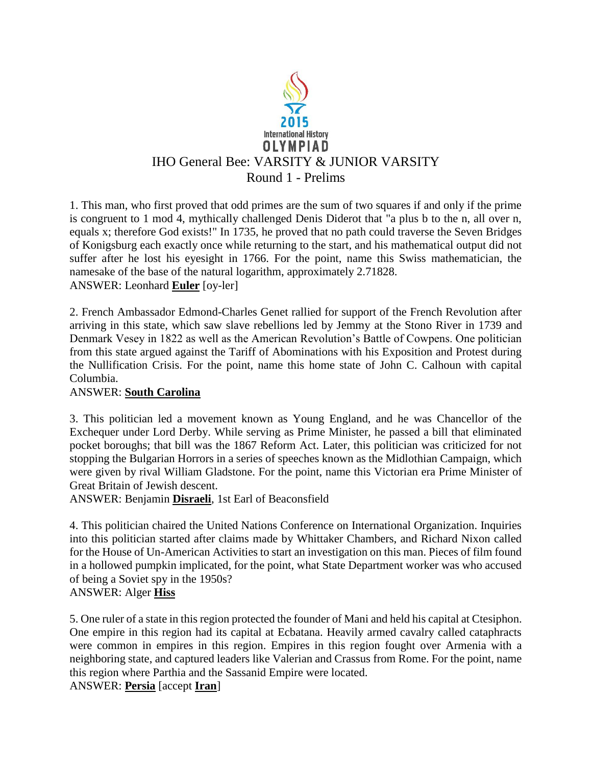2015 International History OLYMPIAD

# IHO General Bee: VARSITY & JUNIOR VARSITY

## Round 1 - Prelims

1. This man, who first proved that odd primes are the sum of two squares if and only if the prime is congruent to 1 mod 4, mythically challenged Denis Diderot that "a plus b to the n, all over n, equals x; therefore God exists!" In 1735, he proved that no path could traverse the Seven Bridges of Konigsburg each exactly once while returning to the start, and his mathematical output did not suffer after he lost his eyesight in 1766. For the point, name this Swiss mathematician, the namesake of the base of the natural logarithm, approximately 2.71828.
ANSWER: Leonhard **Euler** [oy-ler]

2. French Ambassador Edmond-Charles Genet rallied for support of the French Revolution after arriving in this state, which saw slave rebellions led by Jemmy at the Stono River in 1739 and Denmark Vesey in 1822 as well as the American Revolution's Battle of Cowpens. One politician from this state argued against the Tariff of Abominations with his Exposition and Protest during the Nullification Crisis. For the point, name this home state of John C. Calhoun with capital Columbia.
ANSWER: **South Carolina**

3. This politician led a movement known as Young England, and he was Chancellor of the Exchequer under Lord Derby. While serving as Prime Minister, he passed a bill that eliminated pocket boroughs; that bill was the 1867 Reform Act. Later, this politician was criticized for not stopping the Bulgarian Horrors in a series of speeches known as the Midlothian Campaign, which were given by rival William Gladstone. For the point, name this Victorian era Prime Minister of Great Britain of Jewish descent.
ANSWER: Benjamin **Disraeli**, 1st Earl of Beaconsfield

4. This politician chaired the United Nations Conference on International Organization. Inquiries into this politician started after claims made by Whittaker Chambers, and Richard Nixon called for the House of Un-American Activities to start an investigation on this man. Pieces of film found in a hollowed pumpkin implicated, for the point, what State Department worker was who accused of being a Soviet spy in the 1950s?
ANSWER: Alger **Hiss**

5. One ruler of a state in this region protected the founder of Mani and held his capital at Ctesiphon. One empire in this region had its capital at Ecbatana. Heavily armed cavalry called cataphracts were common in empires in this region. Empires in this region fought over Armenia with a neighboring state, and captured leaders like Valerian and Crassus from Rome. For the point, name this region where Parthia and the Sassanid Empire were located.
ANSWER: **Persia** [accept **Iran**]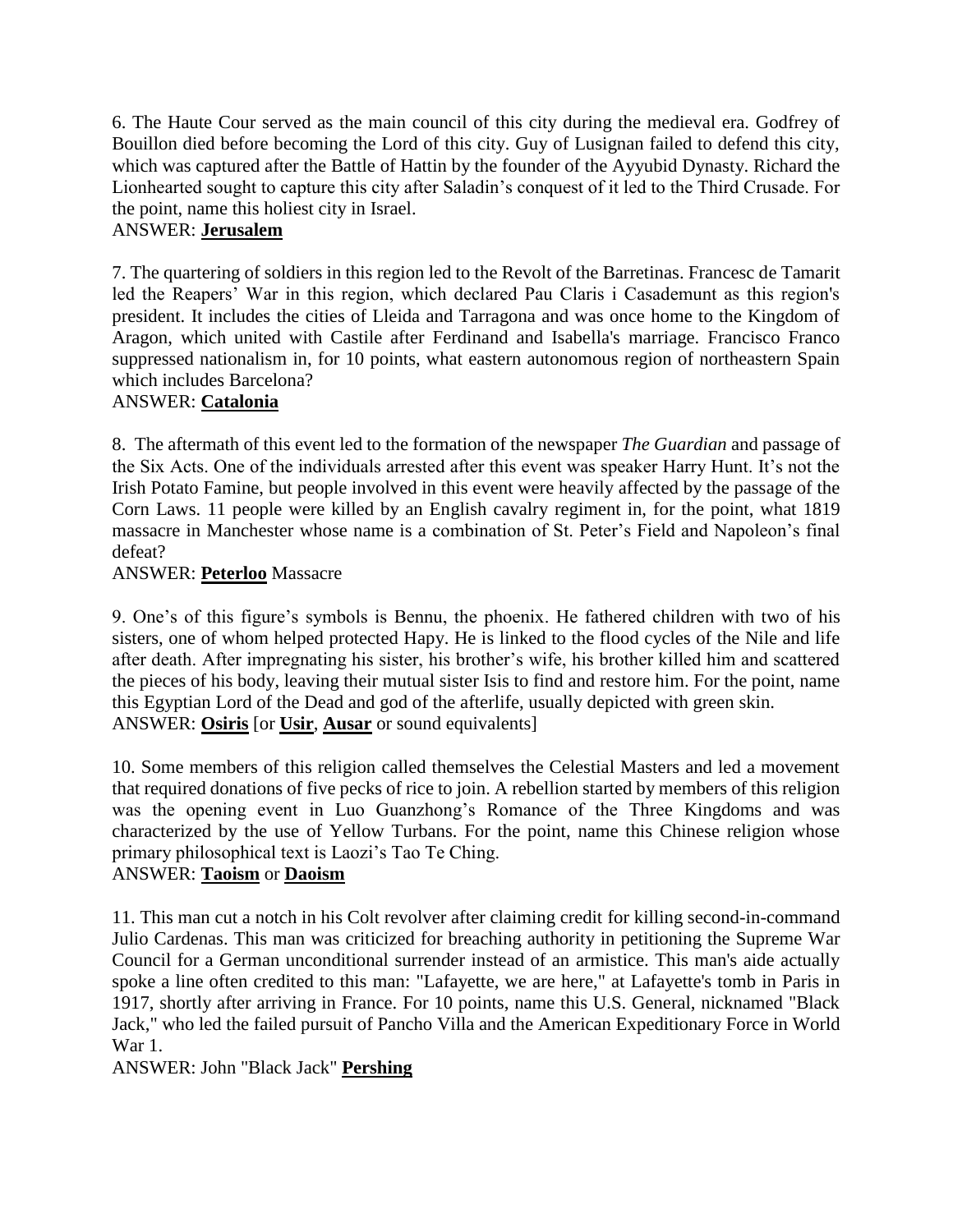6. The Haute Cour served as the main council of this city during the medieval era. Godfrey of Bouillon died before becoming the Lord of this city. Guy of Lusignan failed to defend this city, which was captured after the Battle of Hattin by the founder of the Ayyubid Dynasty. Richard the Lionhearted sought to capture this city after Saladin's conquest of it led to the Third Crusade. For the point, name this holiest city in Israel.
ANSWER: **Jerusalem**

7. The quartering of soldiers in this region led to the Revolt of the Barretinas. Francesc de Tamarit led the Reapers' War in this region, which declared Pau Claris i Casademunt as this region's president. It includes the cities of Lleida and Tarragona and was once home to the Kingdom of Aragon, which united with Castile after Ferdinand and Isabella's marriage. Francisco Franco suppressed nationalism in, for 10 points, what eastern autonomous region of northeastern Spain which includes Barcelona?
ANSWER: **Catalonia**

8. The aftermath of this event led to the formation of the newspaper *The Guardian* and passage of the Six Acts. One of the individuals arrested after this event was speaker Harry Hunt. It's not the Irish Potato Famine, but people involved in this event were heavily affected by the passage of the Corn Laws. 11 people were killed by an English cavalry regiment in, for the point, what 1819 massacre in Manchester whose name is a combination of St. Peter's Field and Napoleon's final defeat?
ANSWER: **Peterloo** Massacre

9. One's of this figure's symbols is Bennu, the phoenix. He fathered children with two of his sisters, one of whom helped protected Hapy. He is linked to the flood cycles of the Nile and life after death. After impregnating his sister, his brother's wife, his brother killed him and scattered the pieces of his body, leaving their mutual sister Isis to find and restore him. For the point, name this Egyptian Lord of the Dead and god of the afterlife, usually depicted with green skin.
ANSWER: **Osiris** [or **Usir**, **Ausar** or sound equivalents]

10. Some members of this religion called themselves the Celestial Masters and led a movement that required donations of five pecks of rice to join. A rebellion started by members of this religion was the opening event in Luo Guanzhong's Romance of the Three Kingdoms and was characterized by the use of Yellow Turbans. For the point, name this Chinese religion whose primary philosophical text is Laozi's Tao Te Ching.
ANSWER: **Taoism** or **Daoism**

11. This man cut a notch in his Colt revolver after claiming credit for killing second-in-command Julio Cardenas. This man was criticized for breaching authority in petitioning the Supreme War Council for a German unconditional surrender instead of an armistice. This man's aide actually spoke a line often credited to this man: "Lafayette, we are here," at Lafayette's tomb in Paris in 1917, shortly after arriving in France. For 10 points, name this U.S. General, nicknamed "Black Jack," who led the failed pursuit of Pancho Villa and the American Expeditionary Force in World War 1.
ANSWER: John "Black Jack" **Pershing**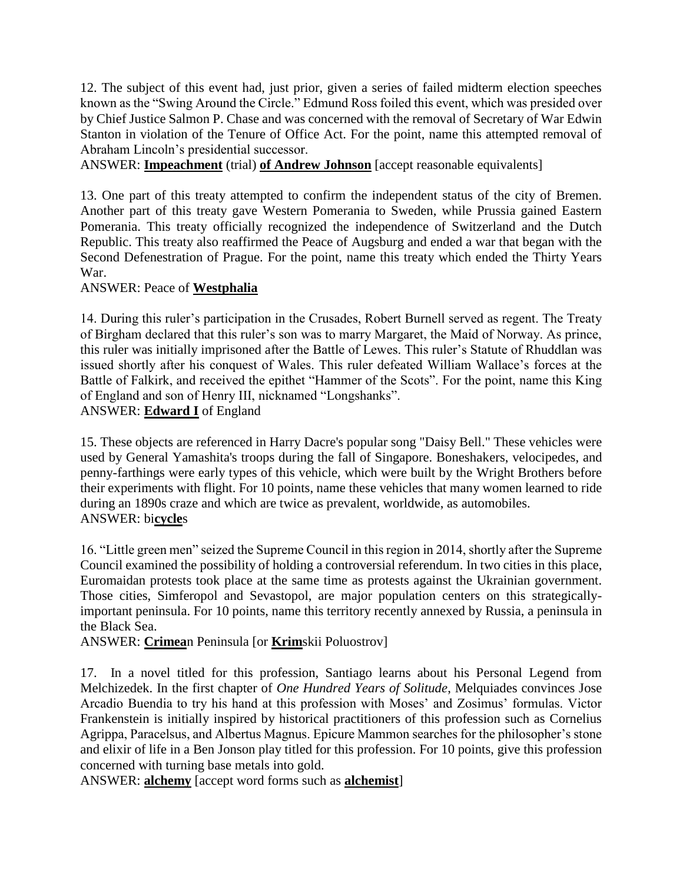12. The subject of this event had, just prior, given a series of failed midterm election speeches known as the "Swing Around the Circle." Edmund Ross foiled this event, which was presided over by Chief Justice Salmon P. Chase and was concerned with the removal of Secretary of War Edwin Stanton in violation of the Tenure of Office Act. For the point, name this attempted removal of Abraham Lincoln's presidential successor.

ANSWER: **Impeachment** (trial) **of Andrew Johnson** [accept reasonable equivalents]

13. One part of this treaty attempted to confirm the independent status of the city of Bremen. Another part of this treaty gave Western Pomerania to Sweden, while Prussia gained Eastern Pomerania. This treaty officially recognized the independence of Switzerland and the Dutch Republic. This treaty also reaffirmed the Peace of Augsburg and ended a war that began with the Second Defenestration of Prague. For the point, name this treaty which ended the Thirty Years War.

ANSWER: Peace of **Westphalia**

14. During this ruler's participation in the Crusades, Robert Burnell served as regent. The Treaty of Birgham declared that this ruler's son was to marry Margaret, the Maid of Norway. As prince, this ruler was initially imprisoned after the Battle of Lewes. This ruler's Statute of Rhuddlan was issued shortly after his conquest of Wales. This ruler defeated William Wallace's forces at the Battle of Falkirk, and received the epithet "Hammer of the Scots". For the point, name this King of England and son of Henry III, nicknamed "Longshanks".

ANSWER: **Edward I** of England

15. These objects are referenced in Harry Dacre's popular song "Daisy Bell." These vehicles were used by General Yamashita's troops during the fall of Singapore. Boneshakers, velocipedes, and penny-farthings were early types of this vehicle, which were built by the Wright Brothers before their experiments with flight. For 10 points, name these vehicles that many women learned to ride during an 1890s craze and which are twice as prevalent, worldwide, as automobiles.

ANSWER: bi**cycle**s

16. "Little green men" seized the Supreme Council in this region in 2014, shortly after the Supreme Council examined the possibility of holding a controversial referendum. In two cities in this place, Euromaidan protests took place at the same time as protests against the Ukrainian government. Those cities, Simferopol and Sevastopol, are major population centers on this strategically-important peninsula. For 10 points, name this territory recently annexed by Russia, a peninsula in the Black Sea.

ANSWER: **Crimea**n Peninsula [or **Krim**skii Poluostrov]

17. In a novel titled for this profession, Santiago learns about his Personal Legend from Melchizedek. In the first chapter of *One Hundred Years of Solitude*, Melquiades convinces Jose Arcadio Buendia to try his hand at this profession with Moses' and Zosimus' formulas. Victor Frankenstein is initially inspired by historical practitioners of this profession such as Cornelius Agrippa, Paracelsus, and Albertus Magnus. Epicure Mammon searches for the philosopher's stone and elixir of life in a Ben Jonson play titled for this profession. For 10 points, give this profession concerned with turning base metals into gold.

ANSWER: **alchemy** [accept word forms such as **alchemist**]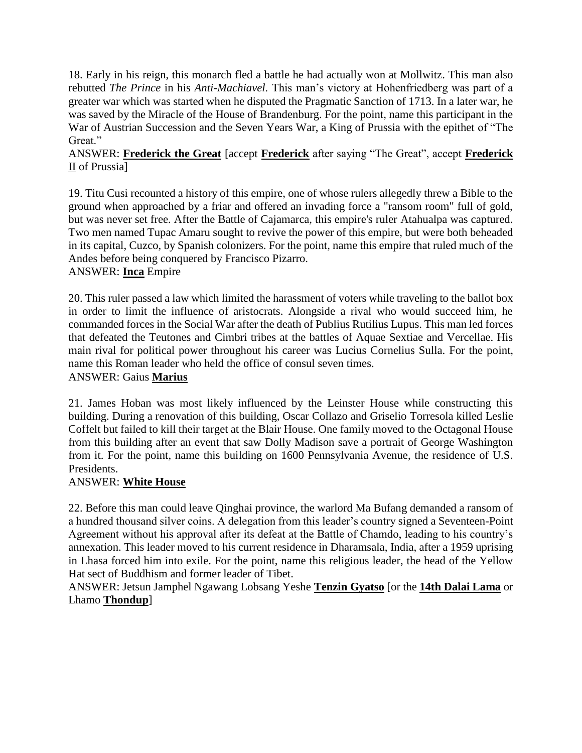18. Early in his reign, this monarch fled a battle he had actually won at Mollwitz. This man also rebutted *The Prince* in his *Anti-Machiavel*. This man's victory at Hohenfriedberg was part of a greater war which was started when he disputed the Pragmatic Sanction of 1713. In a later war, he was saved by the Miracle of the House of Brandenburg. For the point, name this participant in the War of Austrian Succession and the Seven Years War, a King of Prussia with the epithet of "The Great."

ANSWER: **Frederick the Great** [accept **Frederick** after saying "The Great", accept **Frederick II** of Prussia]

19. Titu Cusi recounted a history of this empire, one of whose rulers allegedly threw a Bible to the ground when approached by a friar and offered an invading force a "ransom room" full of gold, but was never set free. After the Battle of Cajamarca, this empire's ruler Atahualpa was captured. Two men named Tupac Amaru sought to revive the power of this empire, but were both beheaded in its capital, Cuzco, by Spanish colonizers. For the point, name this empire that ruled much of the Andes before being conquered by Francisco Pizarro.

ANSWER: **Inca** Empire

20. This ruler passed a law which limited the harassment of voters while traveling to the ballot box in order to limit the influence of aristocrats. Alongside a rival who would succeed him, he commanded forces in the Social War after the death of Publius Rutilius Lupus. This man led forces that defeated the Teutones and Cimbri tribes at the battles of Aquae Sextiae and Vercellae. His main rival for political power throughout his career was Lucius Cornelius Sulla. For the point, name this Roman leader who held the office of consul seven times.

ANSWER: Gaius **Marius**

21. James Hoban was most likely influenced by the Leinster House while constructing this building. During a renovation of this building, Oscar Collazo and Griselio Torresola killed Leslie Coffelt but failed to kill their target at the Blair House. One family moved to the Octagonal House from this building after an event that saw Dolly Madison save a portrait of George Washington from it. For the point, name this building on 1600 Pennsylvania Avenue, the residence of U.S. Presidents.

ANSWER: **White House**

22. Before this man could leave Qinghai province, the warlord Ma Bufang demanded a ransom of a hundred thousand silver coins. A delegation from this leader's country signed a Seventeen-Point Agreement without his approval after its defeat at the Battle of Chamdo, leading to his country's annexation. This leader moved to his current residence in Dharamsala, India, after a 1959 uprising in Lhasa forced him into exile. For the point, name this religious leader, the head of the Yellow Hat sect of Buddhism and former leader of Tibet.

ANSWER: Jetsun Jamphel Ngawang Lobsang Yeshe **Tenzin Gyatso** [or the **14th Dalai Lama** or Lhamo **Thondup**]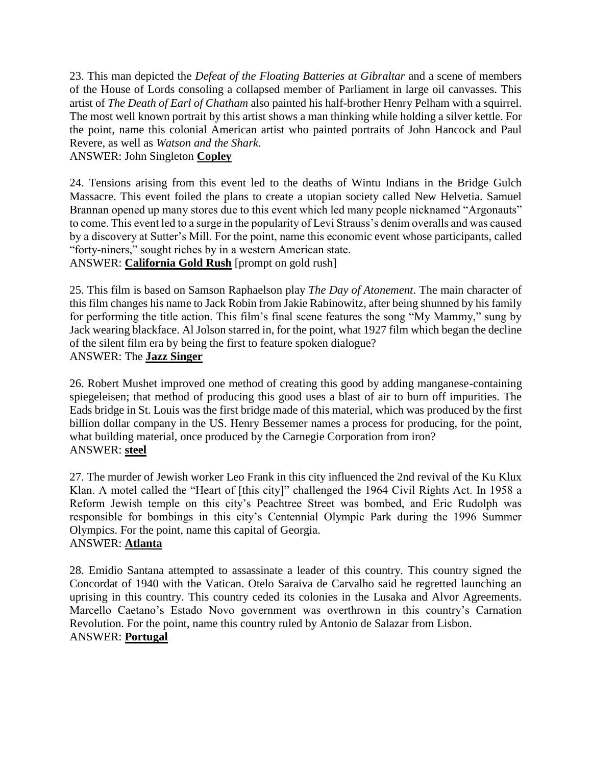23. This man depicted the *Defeat of the Floating Batteries at Gibraltar* and a scene of members of the House of Lords consoling a collapsed member of Parliament in large oil canvasses. This artist of *The Death of Earl of Chatham* also painted his half-brother Henry Pelham with a squirrel. The most well known portrait by this artist shows a man thinking while holding a silver kettle. For the point, name this colonial American artist who painted portraits of John Hancock and Paul Revere, as well as *Watson and the Shark.*
ANSWER: John Singleton **Copley**

24. Tensions arising from this event led to the deaths of Wintu Indians in the Bridge Gulch Massacre. This event foiled the plans to create a utopian society called New Helvetia. Samuel Brannan opened up many stores due to this event which led many people nicknamed "Argonauts" to come. This event led to a surge in the popularity of Levi Strauss's denim overalls and was caused by a discovery at Sutter's Mill. For the point, name this economic event whose participants, called "forty-niners," sought riches by in a western American state.
ANSWER: **California Gold Rush** [prompt on gold rush]

25. This film is based on Samson Raphaelson play *The Day of Atonement*. The main character of this film changes his name to Jack Robin from Jakie Rabinowitz, after being shunned by his family for performing the title action. This film's final scene features the song "My Mammy," sung by Jack wearing blackface. Al Jolson starred in, for the point, what 1927 film which began the decline of the silent film era by being the first to feature spoken dialogue?
ANSWER: The **Jazz Singer**

26. Robert Mushet improved one method of creating this good by adding manganese-containing spiegeleisen; that method of producing this good uses a blast of air to burn off impurities. The Eads bridge in St. Louis was the first bridge made of this material, which was produced by the first billion dollar company in the US. Henry Bessemer names a process for producing, for the point, what building material, once produced by the Carnegie Corporation from iron?
ANSWER: **steel**

27. The murder of Jewish worker Leo Frank in this city influenced the 2nd revival of the Ku Klux Klan. A motel called the "Heart of [this city]" challenged the 1964 Civil Rights Act. In 1958 a Reform Jewish temple on this city's Peachtree Street was bombed, and Eric Rudolph was responsible for bombings in this city's Centennial Olympic Park during the 1996 Summer Olympics. For the point, name this capital of Georgia.
ANSWER: **Atlanta**

28. Emidio Santana attempted to assassinate a leader of this country. This country signed the Concordat of 1940 with the Vatican. Otelo Saraiva de Carvalho said he regretted launching an uprising in this country. This country ceded its colonies in the Lusaka and Alvor Agreements. Marcello Caetano's Estado Novo government was overthrown in this country's Carnation Revolution. For the point, name this country ruled by Antonio de Salazar from Lisbon.
ANSWER: **Portugal**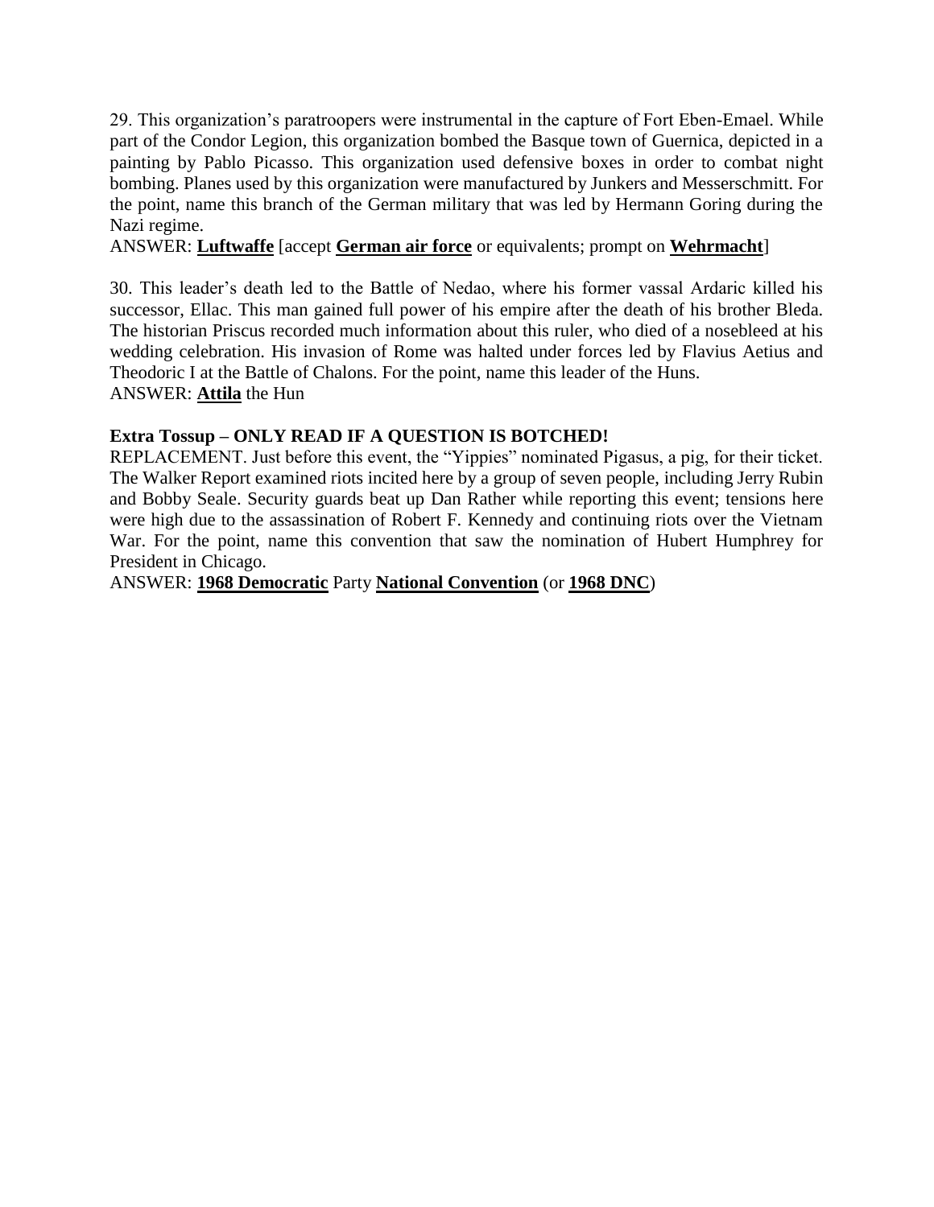29. This organization's paratroopers were instrumental in the capture of Fort Eben-Emael. While part of the Condor Legion, this organization bombed the Basque town of Guernica, depicted in a painting by Pablo Picasso. This organization used defensive boxes in order to combat night bombing. Planes used by this organization were manufactured by Junkers and Messerschmitt. For the point, name this branch of the German military that was led by Hermann Goring during the Nazi regime.
ANSWER: **Luftwaffe** [accept **German air force** or equivalents; prompt on **Wehrmacht**]

30. This leader's death led to the Battle of Nedao, where his former vassal Ardaric killed his successor, Ellac. This man gained full power of his empire after the death of his brother Bleda. The historian Priscus recorded much information about this ruler, who died of a nosebleed at his wedding celebration. His invasion of Rome was halted under forces led by Flavius Aetius and Theodoric I at the Battle of Chalons. For the point, name this leader of the Huns.
ANSWER: **Attila** the Hun

**Extra Tossup – ONLY READ IF A QUESTION IS BOTCHED!**

REPLACEMENT. Just before this event, the "Yippies" nominated Pigasus, a pig, for their ticket. The Walker Report examined riots incited here by a group of seven people, including Jerry Rubin and Bobby Seale. Security guards beat up Dan Rather while reporting this event; tensions here were high due to the assassination of Robert F. Kennedy and continuing riots over the Vietnam War. For the point, name this convention that saw the nomination of Hubert Humphrey for President in Chicago.
ANSWER: **1968 Democratic** Party **National Convention** (or **1968 DNC**)